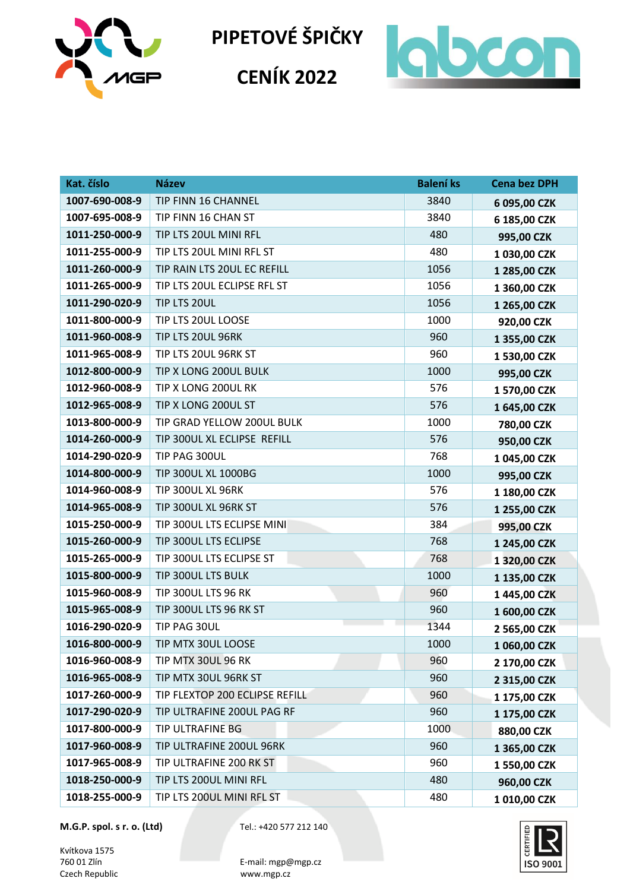# PIPETOVÉ ŠPIČKY

# CENÍK 2022

| Kat. číslo | Název | Balení ks | Cena bez DPH |
|---|---|---|---|
| **1007-690-008-9** | TIP FINN 16 CHANNEL | 3840 | **6 095,00 CZK** |
| **1007-695-008-9** | TIP FINN 16 CHAN ST | 3840 | **6 185,00 CZK** |
| **1011-250-000-9** | TIP LTS 20UL MINI RFL | 480 | **995,00 CZK** |
| **1011-255-000-9** | TIP LTS 20UL MINI RFL ST | 480 | **1 030,00 CZK** |
| **1011-260-000-9** | TIP RAIN LTS 20UL EC REFILL | 1056 | **1 285,00 CZK** |
| **1011-265-000-9** | TIP LTS 20UL ECLIPSE RFL ST | 1056 | **1 360,00 CZK** |
| **1011-290-020-9** | TIP LTS 20UL | 1056 | **1 265,00 CZK** |
| **1011-800-000-9** | TIP LTS 20UL LOOSE | 1000 | **920,00 CZK** |
| **1011-960-008-9** | TIP LTS 20UL 96RK | 960 | **1 355,00 CZK** |
| **1011-965-008-9** | TIP LTS 20UL 96RK ST | 960 | **1 530,00 CZK** |
| **1012-800-000-9** | TIP X LONG 200UL BULK | 1000 | **995,00 CZK** |
| **1012-960-008-9** | TIP X LONG 200UL RK | 576 | **1 570,00 CZK** |
| **1012-965-008-9** | TIP X LONG 200UL ST | 576 | **1 645,00 CZK** |
| **1013-800-000-9** | TIP GRAD YELLOW 200UL BULK | 1000 | **780,00 CZK** |
| **1014-260-000-9** | TIP 300UL XL ECLIPSE REFILL | 576 | **950,00 CZK** |
| **1014-290-020-9** | TIP PAG 300UL | 768 | **1 045,00 CZK** |
| **1014-800-000-9** | TIP 300UL XL 1000BG | 1000 | **995,00 CZK** |
| **1014-960-008-9** | TIP 300UL XL 96RK | 576 | **1 180,00 CZK** |
| **1014-965-008-9** | TIP 300UL XL 96RK ST | 576 | **1 255,00 CZK** |
| **1015-250-000-9** | TIP 300UL LTS ECLIPSE MINI | 384 | **995,00 CZK** |
| **1015-260-000-9** | TIP 300UL LTS ECLIPSE | 768 | **1 245,00 CZK** |
| **1015-265-000-9** | TIP 300UL LTS ECLIPSE ST | 768 | **1 320,00 CZK** |
| **1015-800-000-9** | TIP 300UL LTS BULK | 1000 | **1 135,00 CZK** |
| **1015-960-008-9** | TIP 300UL LTS 96 RK | 960 | **1 445,00 CZK** |
| **1015-965-008-9** | TIP 300UL LTS 96 RK ST | 960 | **1 600,00 CZK** |
| **1016-290-020-9** | TIP PAG 30UL | 1344 | **2 565,00 CZK** |
| **1016-800-000-9** | TIP MTX 30UL LOOSE | 1000 | **1 060,00 CZK** |
| **1016-960-008-9** | TIP MTX 30UL 96 RK | 960 | **2 170,00 CZK** |
| **1016-965-008-9** | TIP MTX 30UL 96RK ST | 960 | **2 315,00 CZK** |
| **1017-260-000-9** | TIP FLEXTOP 200 ECLIPSE REFILL | 960 | **1 175,00 CZK** |
| **1017-290-020-9** | TIP ULTRAFINE 200UL PAG RF | 960 | **1 175,00 CZK** |
| **1017-800-000-9** | TIP ULTRAFINE BG | 1000 | **880,00 CZK** |
| **1017-960-008-9** | TIP ULTRAFINE 200UL 96RK | 960 | **1 365,00 CZK** |
| **1017-965-008-9** | TIP ULTRAFINE 200 RK ST | 960 | **1 550,00 CZK** |
| **1018-250-000-9** | TIP LTS 200UL MINI RFL | 480 | **960,00 CZK** |
| **1018-255-000-9** | TIP LTS 200UL MINI RFL ST | 480 | **1 010,00 CZK** |

**M.G.P. spol. s r. o. (Ltd)**

Kvítkova 1575
760 01 Zlín
Czech Republic

Tel.: +420 577 212 140

E-mail: mgp@mgp.cz
www.mgp.cz

CERTIFIED ISO 9001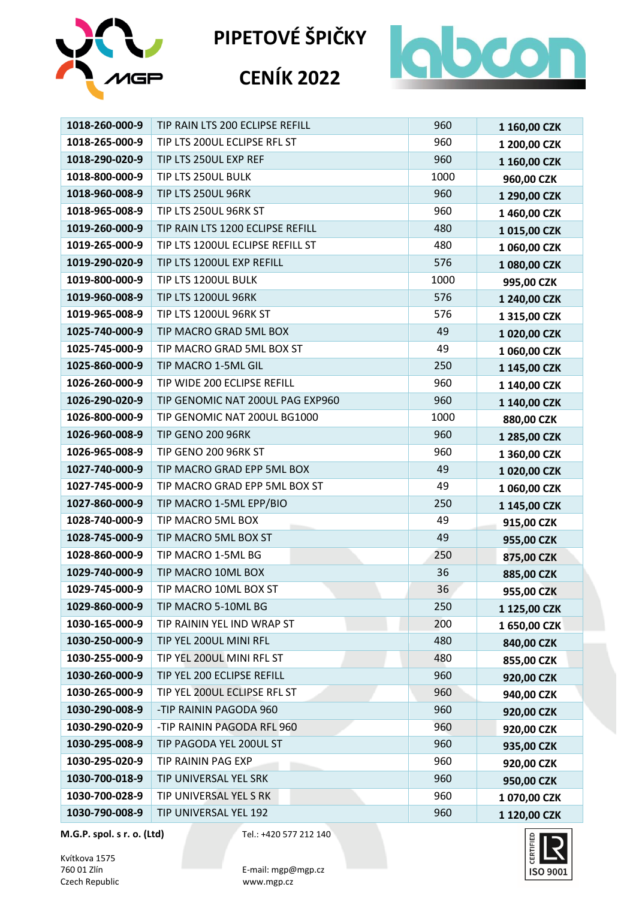# PIPETOVÉ ŠPIČKY

# CENÍK 2022

| | | | |
|---|---|---|---|
| **1018-260-000-9** | TIP RAIN LTS 200 ECLIPSE REFILL | 960 | **1 160,00 CZK** |
| **1018-265-000-9** | TIP LTS 200UL ECLIPSE RFL ST | 960 | **1 200,00 CZK** |
| **1018-290-020-9** | TIP LTS 250UL EXP REF | 960 | **1 160,00 CZK** |
| **1018-800-000-9** | TIP LTS 250UL BULK | 1000 | **960,00 CZK** |
| **1018-960-008-9** | TIP LTS 250UL 96RK | 960 | **1 290,00 CZK** |
| **1018-965-008-9** | TIP LTS 250UL 96RK ST | 960 | **1 460,00 CZK** |
| **1019-260-000-9** | TIP RAIN LTS 1200 ECLIPSE REFILL | 480 | **1 015,00 CZK** |
| **1019-265-000-9** | TIP LTS 1200UL ECLIPSE REFILL ST | 480 | **1 060,00 CZK** |
| **1019-290-020-9** | TIP LTS 1200UL EXP REFILL | 576 | **1 080,00 CZK** |
| **1019-800-000-9** | TIP LTS 1200UL BULK | 1000 | **995,00 CZK** |
| **1019-960-008-9** | TIP LTS 1200UL 96RK | 576 | **1 240,00 CZK** |
| **1019-965-008-9** | TIP LTS 1200UL 96RK ST | 576 | **1 315,00 CZK** |
| **1025-740-000-9** | TIP MACRO GRAD 5ML BOX | 49 | **1 020,00 CZK** |
| **1025-745-000-9** | TIP MACRO GRAD 5ML BOX ST | 49 | **1 060,00 CZK** |
| **1025-860-000-9** | TIP MACRO 1-5ML GIL | 250 | **1 145,00 CZK** |
| **1026-260-000-9** | TIP WIDE 200 ECLIPSE REFILL | 960 | **1 140,00 CZK** |
| **1026-290-020-9** | TIP GENOMIC NAT 200UL PAG EXP960 | 960 | **1 140,00 CZK** |
| **1026-800-000-9** | TIP GENOMIC NAT 200UL BG1000 | 1000 | **880,00 CZK** |
| **1026-960-008-9** | TIP GENO 200 96RK | 960 | **1 285,00 CZK** |
| **1026-965-008-9** | TIP GENO 200 96RK ST | 960 | **1 360,00 CZK** |
| **1027-740-000-9** | TIP MACRO GRAD EPP 5ML BOX | 49 | **1 020,00 CZK** |
| **1027-745-000-9** | TIP MACRO GRAD EPP 5ML BOX ST | 49 | **1 060,00 CZK** |
| **1027-860-000-9** | TIP MACRO 1-5ML EPP/BIO | 250 | **1 145,00 CZK** |
| **1028-740-000-9** | TIP MACRO 5ML BOX | 49 | **915,00 CZK** |
| **1028-745-000-9** | TIP MACRO 5ML BOX ST | 49 | **955,00 CZK** |
| **1028-860-000-9** | TIP MACRO 1-5ML BG | 250 | **875,00 CZK** |
| **1029-740-000-9** | TIP MACRO 10ML BOX | 36 | **885,00 CZK** |
| **1029-745-000-9** | TIP MACRO 10ML BOX ST | 36 | **955,00 CZK** |
| **1029-860-000-9** | TIP MACRO 5-10ML BG | 250 | **1 125,00 CZK** |
| **1030-165-000-9** | TIP RAININ YEL IND WRAP ST | 200 | **1 650,00 CZK** |
| **1030-250-000-9** | TIP YEL 200UL MINI RFL | 480 | **840,00 CZK** |
| **1030-255-000-9** | TIP YEL 200UL MINI RFL ST | 480 | **855,00 CZK** |
| **1030-260-000-9** | TIP YEL 200 ECLIPSE REFILL | 960 | **920,00 CZK** |
| **1030-265-000-9** | TIP YEL 200UL ECLIPSE RFL ST | 960 | **940,00 CZK** |
| **1030-290-008-9** | -TIP RAININ PAGODA 960 | 960 | **920,00 CZK** |
| **1030-290-020-9** | -TIP RAININ PAGODA RFL 960 | 960 | **920,00 CZK** |
| **1030-295-008-9** | TIP PAGODA YEL 200UL ST | 960 | **935,00 CZK** |
| **1030-295-020-9** | TIP RAININ PAG EXP | 960 | **920,00 CZK** |
| **1030-700-018-9** | TIP UNIVERSAL YEL SRK | 960 | **950,00 CZK** |
| **1030-700-028-9** | TIP UNIVERSAL YEL S RK | 960 | **1 070,00 CZK** |
| **1030-790-008-9** | TIP UNIVERSAL YEL 192 | 960 | **1 120,00 CZK** |

**M.G.P. spol. s r. o. (Ltd)**
Kvítkova 1575
760 01 Zlín
Czech Republic

Tel.: +420 577 212 140
E-mail: mgp@mgp.cz
www.mgp.cz

CERTIFIED ISO 9001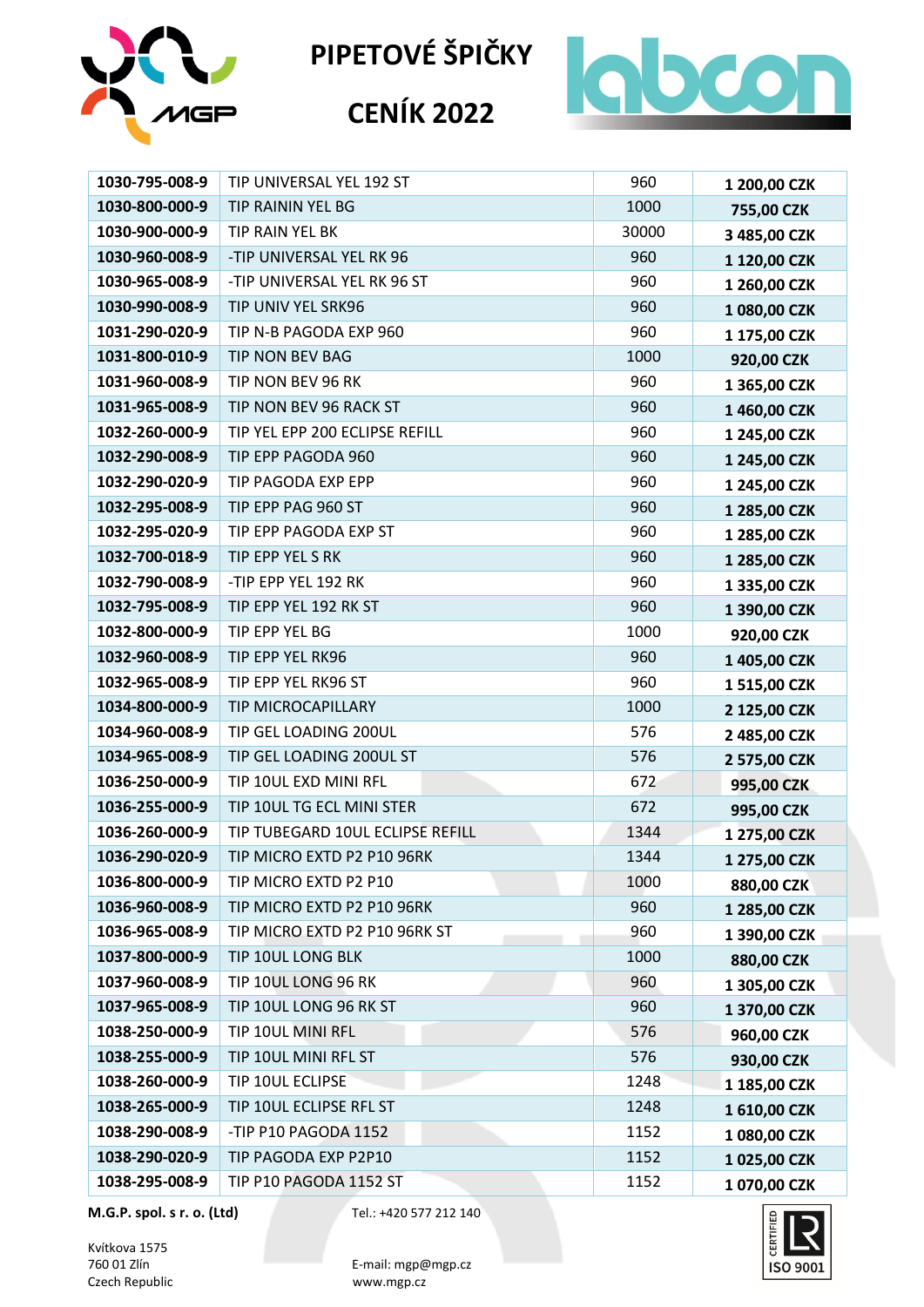# PIPETOVÉ ŠPIČKY

# CENÍK 2022

| | | | |
|---|---|---|---|
| **1030-795-008-9** | TIP UNIVERSAL YEL 192 ST | 960 | **1 200,00 CZK** |
| **1030-800-000-9** | TIP RAININ YEL BG | 1000 | **755,00 CZK** |
| **1030-900-000-9** | TIP RAIN YEL BK | 30000 | **3 485,00 CZK** |
| **1030-960-008-9** | -TIP UNIVERSAL YEL RK 96 | 960 | **1 120,00 CZK** |
| **1030-965-008-9** | -TIP UNIVERSAL YEL RK 96 ST | 960 | **1 260,00 CZK** |
| **1030-990-008-9** | TIP UNIV YEL SRK96 | 960 | **1 080,00 CZK** |
| **1031-290-020-9** | TIP N-B PAGODA EXP 960 | 960 | **1 175,00 CZK** |
| **1031-800-010-9** | TIP NON BEV BAG | 1000 | **920,00 CZK** |
| **1031-960-008-9** | TIP NON BEV 96 RK | 960 | **1 365,00 CZK** |
| **1031-965-008-9** | TIP NON BEV 96 RACK ST | 960 | **1 460,00 CZK** |
| **1032-260-000-9** | TIP YEL EPP 200 ECLIPSE REFILL | 960 | **1 245,00 CZK** |
| **1032-290-008-9** | TIP EPP PAGODA 960 | 960 | **1 245,00 CZK** |
| **1032-290-020-9** | TIP PAGODA EXP EPP | 960 | **1 245,00 CZK** |
| **1032-295-008-9** | TIP EPP PAG 960 ST | 960 | **1 285,00 CZK** |
| **1032-295-020-9** | TIP EPP PAGODA EXP ST | 960 | **1 285,00 CZK** |
| **1032-700-018-9** | TIP EPP YEL S RK | 960 | **1 285,00 CZK** |
| **1032-790-008-9** | -TIP EPP YEL 192 RK | 960 | **1 335,00 CZK** |
| **1032-795-008-9** | TIP EPP YEL 192 RK ST | 960 | **1 390,00 CZK** |
| **1032-800-000-9** | TIP EPP YEL BG | 1000 | **920,00 CZK** |
| **1032-960-008-9** | TIP EPP YEL RK96 | 960 | **1 405,00 CZK** |
| **1032-965-008-9** | TIP EPP YEL RK96 ST | 960 | **1 515,00 CZK** |
| **1034-800-000-9** | TIP MICROCAPILLARY | 1000 | **2 125,00 CZK** |
| **1034-960-008-9** | TIP GEL LOADING 200UL | 576 | **2 485,00 CZK** |
| **1034-965-008-9** | TIP GEL LOADING 200UL ST | 576 | **2 575,00 CZK** |
| **1036-250-000-9** | TIP 10UL EXD MINI RFL | 672 | **995,00 CZK** |
| **1036-255-000-9** | TIP 10UL TG ECL MINI STER | 672 | **995,00 CZK** |
| **1036-260-000-9** | TIP TUBEGARD 10UL ECLIPSE REFILL | 1344 | **1 275,00 CZK** |
| **1036-290-020-9** | TIP MICRO EXTD P2 P10 96RK | 1344 | **1 275,00 CZK** |
| **1036-800-000-9** | TIP MICRO EXTD P2 P10 | 1000 | **880,00 CZK** |
| **1036-960-008-9** | TIP MICRO EXTD P2 P10 96RK | 960 | **1 285,00 CZK** |
| **1036-965-008-9** | TIP MICRO EXTD P2 P10 96RK ST | 960 | **1 390,00 CZK** |
| **1037-800-000-9** | TIP 10UL LONG BLK | 1000 | **880,00 CZK** |
| **1037-960-008-9** | TIP 10UL LONG 96 RK | 960 | **1 305,00 CZK** |
| **1037-965-008-9** | TIP 10UL LONG 96 RK ST | 960 | **1 370,00 CZK** |
| **1038-250-000-9** | TIP 10UL MINI RFL | 576 | **960,00 CZK** |
| **1038-255-000-9** | TIP 10UL MINI RFL ST | 576 | **930,00 CZK** |
| **1038-260-000-9** | TIP 10UL ECLIPSE | 1248 | **1 185,00 CZK** |
| **1038-265-000-9** | TIP 10UL ECLIPSE RFL ST | 1248 | **1 610,00 CZK** |
| **1038-290-008-9** | -TIP P10 PAGODA 1152 | 1152 | **1 080,00 CZK** |
| **1038-290-020-9** | TIP PAGODA EXP P2P10 | 1152 | **1 025,00 CZK** |
| **1038-295-008-9** | TIP P10 PAGODA 1152 ST | 1152 | **1 070,00 CZK** |

**M.G.P. spol. s r. o. (Ltd)**

Kvítkova 1575
760 01 Zlín
Czech Republic

Tel.: +420 577 212 140

E-mail: mgp@mgp.cz
www.mgp.cz

CERTIFIED ISO 9001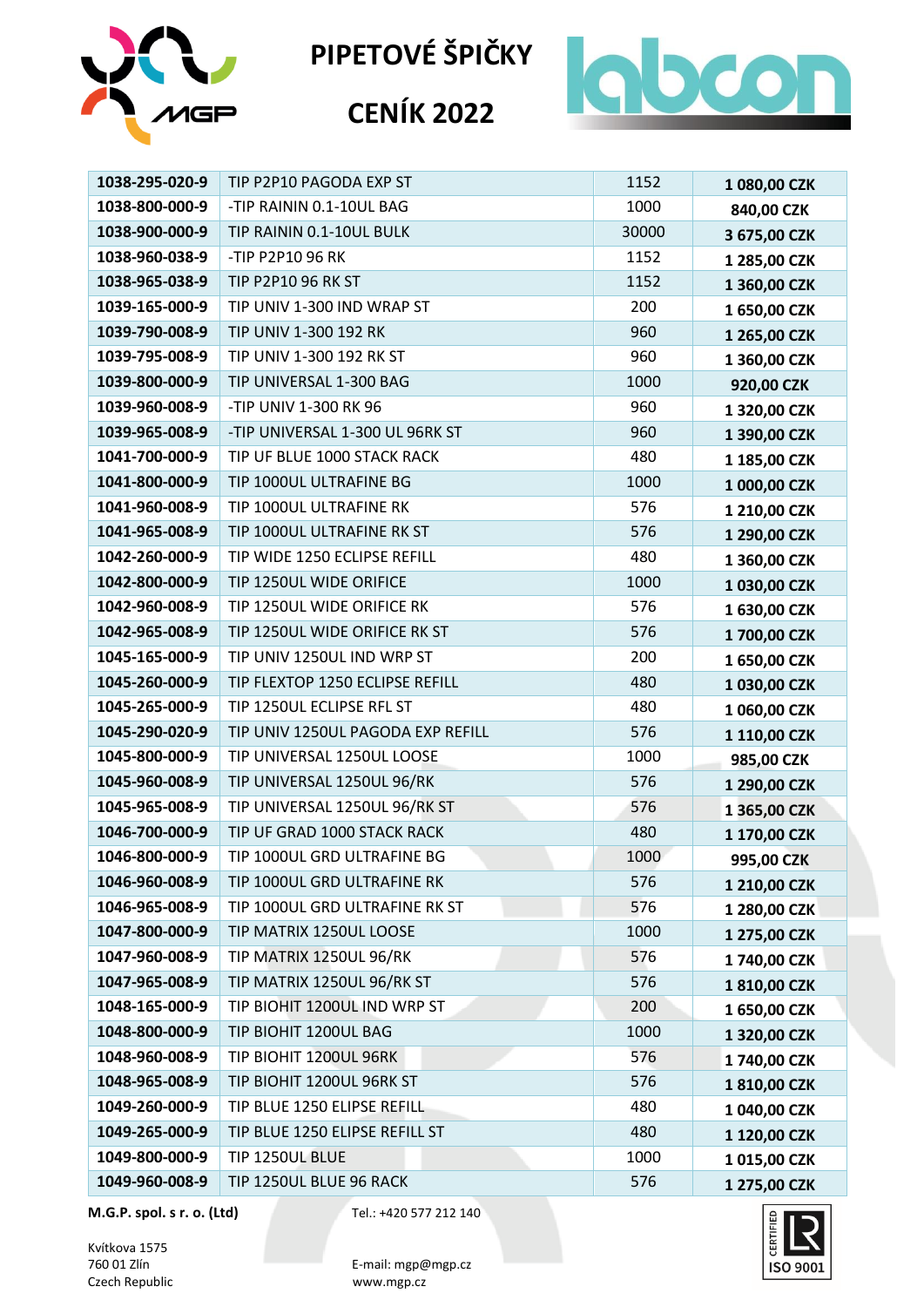# PIPETOVÉ ŠPIČKY

# CENÍK 2022

| | | | |
|---|---|---|---|
| **1038-295-020-9** | TIP P2P10 PAGODA EXP ST | 1152 | **1 080,00 CZK** |
| **1038-800-000-9** | -TIP RAININ 0.1-10UL BAG | 1000 | **840,00 CZK** |
| **1038-900-000-9** | TIP RAININ 0.1-10UL BULK | 30000 | **3 675,00 CZK** |
| **1038-960-038-9** | -TIP P2P10 96 RK | 1152 | **1 285,00 CZK** |
| **1038-965-038-9** | TIP P2P10 96 RK ST | 1152 | **1 360,00 CZK** |
| **1039-165-000-9** | TIP UNIV 1-300 IND WRAP ST | 200 | **1 650,00 CZK** |
| **1039-790-008-9** | TIP UNIV 1-300 192 RK | 960 | **1 265,00 CZK** |
| **1039-795-008-9** | TIP UNIV 1-300 192 RK ST | 960 | **1 360,00 CZK** |
| **1039-800-000-9** | TIP UNIVERSAL 1-300 BAG | 1000 | **920,00 CZK** |
| **1039-960-008-9** | -TIP UNIV 1-300 RK 96 | 960 | **1 320,00 CZK** |
| **1039-965-008-9** | -TIP UNIVERSAL 1-300 UL 96RK ST | 960 | **1 390,00 CZK** |
| **1041-700-000-9** | TIP UF BLUE 1000 STACK RACK | 480 | **1 185,00 CZK** |
| **1041-800-000-9** | TIP 1000UL ULTRAFINE BG | 1000 | **1 000,00 CZK** |
| **1041-960-008-9** | TIP 1000UL ULTRAFINE RK | 576 | **1 210,00 CZK** |
| **1041-965-008-9** | TIP 1000UL ULTRAFINE RK ST | 576 | **1 290,00 CZK** |
| **1042-260-000-9** | TIP WIDE 1250 ECLIPSE REFILL | 480 | **1 360,00 CZK** |
| **1042-800-000-9** | TIP 1250UL WIDE ORIFICE | 1000 | **1 030,00 CZK** |
| **1042-960-008-9** | TIP 1250UL WIDE ORIFICE RK | 576 | **1 630,00 CZK** |
| **1042-965-008-9** | TIP 1250UL WIDE ORIFICE RK ST | 576 | **1 700,00 CZK** |
| **1045-165-000-9** | TIP UNIV 1250UL IND WRP ST | 200 | **1 650,00 CZK** |
| **1045-260-000-9** | TIP FLEXTOP 1250 ECLIPSE REFILL | 480 | **1 030,00 CZK** |
| **1045-265-000-9** | TIP 1250UL ECLIPSE RFL ST | 480 | **1 060,00 CZK** |
| **1045-290-020-9** | TIP UNIV 1250UL PAGODA EXP REFILL | 576 | **1 110,00 CZK** |
| **1045-800-000-9** | TIP UNIVERSAL 1250UL LOOSE | 1000 | **985,00 CZK** |
| **1045-960-008-9** | TIP UNIVERSAL 1250UL 96/RK | 576 | **1 290,00 CZK** |
| **1045-965-008-9** | TIP UNIVERSAL 1250UL 96/RK ST | 576 | **1 365,00 CZK** |
| **1046-700-000-9** | TIP UF GRAD 1000 STACK RACK | 480 | **1 170,00 CZK** |
| **1046-800-000-9** | TIP 1000UL GRD ULTRAFINE BG | 1000 | **995,00 CZK** |
| **1046-960-008-9** | TIP 1000UL GRD ULTRAFINE RK | 576 | **1 210,00 CZK** |
| **1046-965-008-9** | TIP 1000UL GRD ULTRAFINE RK ST | 576 | **1 280,00 CZK** |
| **1047-800-000-9** | TIP MATRIX 1250UL LOOSE | 1000 | **1 275,00 CZK** |
| **1047-960-008-9** | TIP MATRIX 1250UL 96/RK | 576 | **1 740,00 CZK** |
| **1047-965-008-9** | TIP MATRIX 1250UL 96/RK ST | 576 | **1 810,00 CZK** |
| **1048-165-000-9** | TIP BIOHIT 1200UL IND WRP ST | 200 | **1 650,00 CZK** |
| **1048-800-000-9** | TIP BIOHIT 1200UL BAG | 1000 | **1 320,00 CZK** |
| **1048-960-008-9** | TIP BIOHIT 1200UL 96RK | 576 | **1 740,00 CZK** |
| **1048-965-008-9** | TIP BIOHIT 1200UL 96RK ST | 576 | **1 810,00 CZK** |
| **1049-260-000-9** | TIP BLUE 1250 ELIPSE REFILL | 480 | **1 040,00 CZK** |
| **1049-265-000-9** | TIP BLUE 1250 ELIPSE REFILL ST | 480 | **1 120,00 CZK** |
| **1049-800-000-9** | TIP 1250UL BLUE | 1000 | **1 015,00 CZK** |
| **1049-960-008-9** | TIP 1250UL BLUE 96 RACK | 576 | **1 275,00 CZK** |

**M.G.P. spol. s r. o. (Ltd)**
Kvítkova 1575
760 01 Zlín
Czech Republic

Tel.: +420 577 212 140
E-mail: mgp@mgp.cz
www.mgp.cz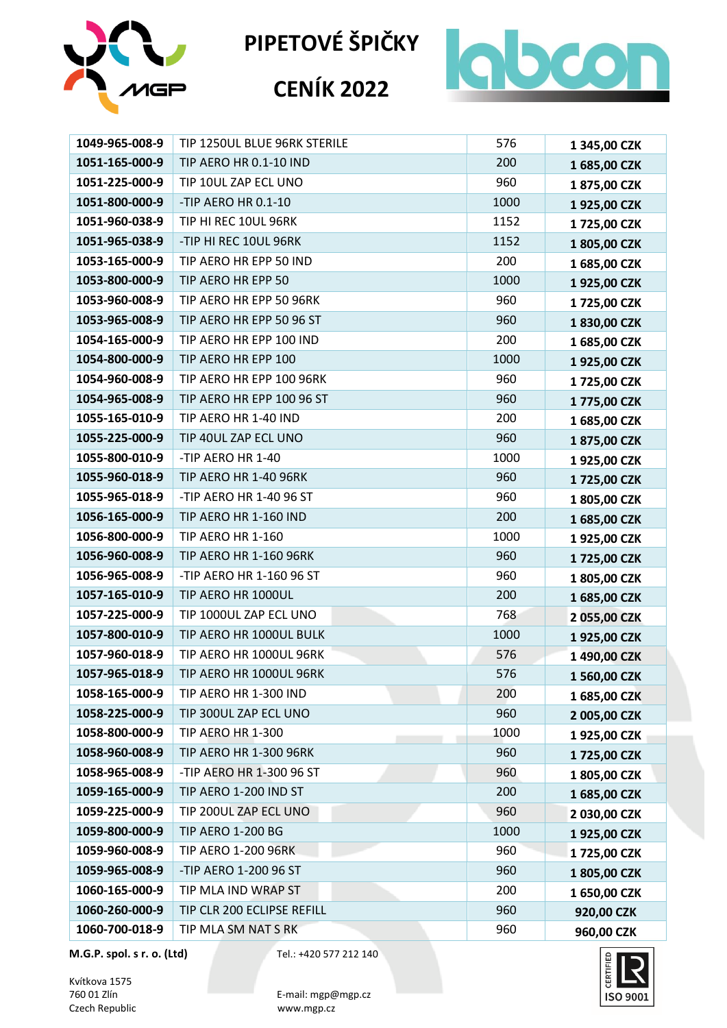# PIPETOVÉ ŠPIČKY

# CENÍK 2022

| | | | |
|---|---|---|---|
| 1049-965-008-9 | TIP 1250UL BLUE 96RK STERILE | 576 | 1 345,00 CZK |
| 1051-165-000-9 | TIP AERO HR 0.1-10 IND | 200 | 1 685,00 CZK |
| 1051-225-000-9 | TIP 10UL ZAP ECL UNO | 960 | 1 875,00 CZK |
| 1051-800-000-9 | -TIP AERO HR 0.1-10 | 1000 | 1 925,00 CZK |
| 1051-960-038-9 | TIP HI REC 10UL 96RK | 1152 | 1 725,00 CZK |
| 1051-965-038-9 | -TIP HI REC 10UL 96RK | 1152 | 1 805,00 CZK |
| 1053-165-000-9 | TIP AERO HR EPP 50 IND | 200 | 1 685,00 CZK |
| 1053-800-000-9 | TIP AERO HR EPP 50 | 1000 | 1 925,00 CZK |
| 1053-960-008-9 | TIP AERO HR EPP 50 96RK | 960 | 1 725,00 CZK |
| 1053-965-008-9 | TIP AERO HR EPP 50 96 ST | 960 | 1 830,00 CZK |
| 1054-165-000-9 | TIP AERO HR EPP 100 IND | 200 | 1 685,00 CZK |
| 1054-800-000-9 | TIP AERO HR EPP 100 | 1000 | 1 925,00 CZK |
| 1054-960-008-9 | TIP AERO HR EPP 100 96RK | 960 | 1 725,00 CZK |
| 1054-965-008-9 | TIP AERO HR EPP 100 96 ST | 960 | 1 775,00 CZK |
| 1055-165-010-9 | TIP AERO HR 1-40 IND | 200 | 1 685,00 CZK |
| 1055-225-000-9 | TIP 40UL ZAP ECL UNO | 960 | 1 875,00 CZK |
| 1055-800-010-9 | -TIP AERO HR 1-40 | 1000 | 1 925,00 CZK |
| 1055-960-018-9 | TIP AERO HR 1-40 96RK | 960 | 1 725,00 CZK |
| 1055-965-018-9 | -TIP AERO HR 1-40 96 ST | 960 | 1 805,00 CZK |
| 1056-165-000-9 | TIP AERO HR 1-160 IND | 200 | 1 685,00 CZK |
| 1056-800-000-9 | TIP AERO HR 1-160 | 1000 | 1 925,00 CZK |
| 1056-960-008-9 | TIP AERO HR 1-160 96RK | 960 | 1 725,00 CZK |
| 1056-965-008-9 | -TIP AERO HR 1-160 96 ST | 960 | 1 805,00 CZK |
| 1057-165-010-9 | TIP AERO HR 1000UL | 200 | 1 685,00 CZK |
| 1057-225-000-9 | TIP 1000UL ZAP ECL UNO | 768 | 2 055,00 CZK |
| 1057-800-010-9 | TIP AERO HR 1000UL BULK | 1000 | 1 925,00 CZK |
| 1057-960-018-9 | TIP AERO HR 1000UL 96RK | 576 | 1 490,00 CZK |
| 1057-965-018-9 | TIP AERO HR 1000UL 96RK | 576 | 1 560,00 CZK |
| 1058-165-000-9 | TIP AERO HR 1-300 IND | 200 | 1 685,00 CZK |
| 1058-225-000-9 | TIP 300UL ZAP ECL UNO | 960 | 2 005,00 CZK |
| 1058-800-000-9 | TIP AERO HR 1-300 | 1000 | 1 925,00 CZK |
| 1058-960-008-9 | TIP AERO HR 1-300 96RK | 960 | 1 725,00 CZK |
| 1058-965-008-9 | -TIP AERO HR 1-300 96 ST | 960 | 1 805,00 CZK |
| 1059-165-000-9 | TIP AERO 1-200 IND ST | 200 | 1 685,00 CZK |
| 1059-225-000-9 | TIP 200UL ZAP ECL UNO | 960 | 2 030,00 CZK |
| 1059-800-000-9 | TIP AERO 1-200 BG | 1000 | 1 925,00 CZK |
| 1059-960-008-9 | TIP AERO 1-200 96RK | 960 | 1 725,00 CZK |
| 1059-965-008-9 | -TIP AERO 1-200 96 ST | 960 | 1 805,00 CZK |
| 1060-165-000-9 | TIP MLA IND WRAP ST | 200 | 1 650,00 CZK |
| 1060-260-000-9 | TIP CLR 200 ECLIPSE REFILL | 960 | 920,00 CZK |
| 1060-700-018-9 | TIP MLA SM NAT S RK | 960 | 960,00 CZK |

**M.G.P. spol. s r. o. (Ltd)**
Kvítkova 1575
760 01 Zlín
Czech Republic

Tel.: +420 577 212 140
E-mail: mgp@mgp.cz
www.mgp.cz

CERTIFIED ISO 9001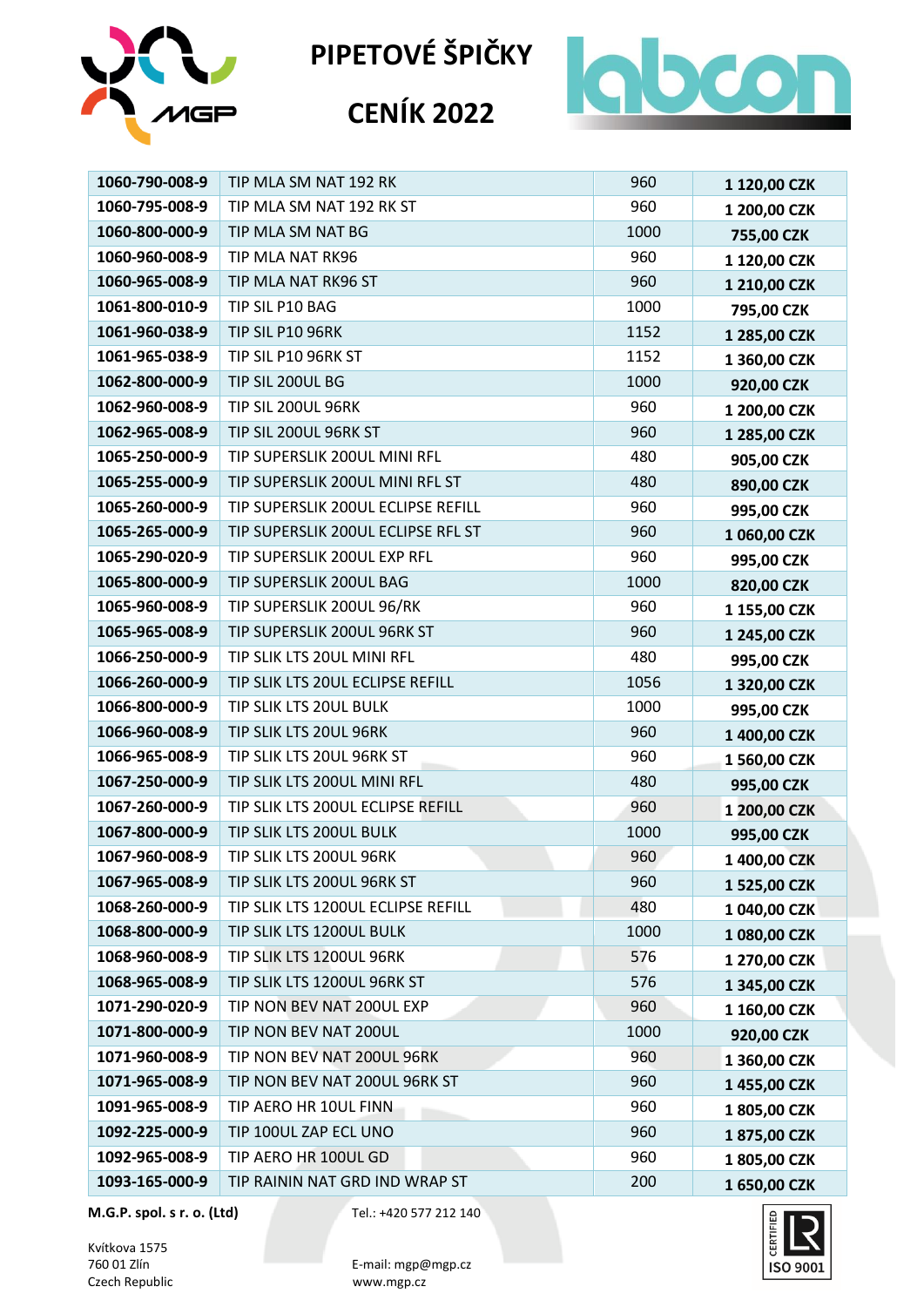# PIPETOVÉ ŠPIČKY

# CENÍK 2022

| | | | |
|---|---|---|---|
| 1060-790-008-9 | TIP MLA SM NAT 192 RK | 960 | 1 120,00 CZK |
| 1060-795-008-9 | TIP MLA SM NAT 192 RK ST | 960 | 1 200,00 CZK |
| 1060-800-000-9 | TIP MLA SM NAT BG | 1000 | 755,00 CZK |
| 1060-960-008-9 | TIP MLA NAT RK96 | 960 | 1 120,00 CZK |
| 1060-965-008-9 | TIP MLA NAT RK96 ST | 960 | 1 210,00 CZK |
| 1061-800-010-9 | TIP SIL P10 BAG | 1000 | 795,00 CZK |
| 1061-960-038-9 | TIP SIL P10 96RK | 1152 | 1 285,00 CZK |
| 1061-965-038-9 | TIP SIL P10 96RK ST | 1152 | 1 360,00 CZK |
| 1062-800-000-9 | TIP SIL 200UL BG | 1000 | 920,00 CZK |
| 1062-960-008-9 | TIP SIL 200UL 96RK | 960 | 1 200,00 CZK |
| 1062-965-008-9 | TIP SIL 200UL 96RK ST | 960 | 1 285,00 CZK |
| 1065-250-000-9 | TIP SUPERSLIK 200UL MINI RFL | 480 | 905,00 CZK |
| 1065-255-000-9 | TIP SUPERSLIK 200UL MINI RFL ST | 480 | 890,00 CZK |
| 1065-260-000-9 | TIP SUPERSLIK 200UL ECLIPSE REFILL | 960 | 995,00 CZK |
| 1065-265-000-9 | TIP SUPERSLIK 200UL ECLIPSE RFL ST | 960 | 1 060,00 CZK |
| 1065-290-020-9 | TIP SUPERSLIK 200UL EXP RFL | 960 | 995,00 CZK |
| 1065-800-000-9 | TIP SUPERSLIK 200UL BAG | 1000 | 820,00 CZK |
| 1065-960-008-9 | TIP SUPERSLIK 200UL 96/RK | 960 | 1 155,00 CZK |
| 1065-965-008-9 | TIP SUPERSLIK 200UL 96RK ST | 960 | 1 245,00 CZK |
| 1066-250-000-9 | TIP SLIK LTS 20UL MINI RFL | 480 | 995,00 CZK |
| 1066-260-000-9 | TIP SLIK LTS 20UL ECLIPSE REFILL | 1056 | 1 320,00 CZK |
| 1066-800-000-9 | TIP SLIK LTS 20UL BULK | 1000 | 995,00 CZK |
| 1066-960-008-9 | TIP SLIK LTS 20UL 96RK | 960 | 1 400,00 CZK |
| 1066-965-008-9 | TIP SLIK LTS 20UL 96RK ST | 960 | 1 560,00 CZK |
| 1067-250-000-9 | TIP SLIK LTS 200UL MINI RFL | 480 | 995,00 CZK |
| 1067-260-000-9 | TIP SLIK LTS 200UL ECLIPSE REFILL | 960 | 1 200,00 CZK |
| 1067-800-000-9 | TIP SLIK LTS 200UL BULK | 1000 | 995,00 CZK |
| 1067-960-008-9 | TIP SLIK LTS 200UL 96RK | 960 | 1 400,00 CZK |
| 1067-965-008-9 | TIP SLIK LTS 200UL 96RK ST | 960 | 1 525,00 CZK |
| 1068-260-000-9 | TIP SLIK LTS 1200UL ECLIPSE REFILL | 480 | 1 040,00 CZK |
| 1068-800-000-9 | TIP SLIK LTS 1200UL BULK | 1000 | 1 080,00 CZK |
| 1068-960-008-9 | TIP SLIK LTS 1200UL 96RK | 576 | 1 270,00 CZK |
| 1068-965-008-9 | TIP SLIK LTS 1200UL 96RK ST | 576 | 1 345,00 CZK |
| 1071-290-020-9 | TIP NON BEV NAT 200UL EXP | 960 | 1 160,00 CZK |
| 1071-800-000-9 | TIP NON BEV NAT 200UL | 1000 | 920,00 CZK |
| 1071-960-008-9 | TIP NON BEV NAT 200UL 96RK | 960 | 1 360,00 CZK |
| 1071-965-008-9 | TIP NON BEV NAT 200UL 96RK ST | 960 | 1 455,00 CZK |
| 1091-965-008-9 | TIP AERO HR 10UL FINN | 960 | 1 805,00 CZK |
| 1092-225-000-9 | TIP 100UL ZAP ECL UNO | 960 | 1 875,00 CZK |
| 1092-965-008-9 | TIP AERO HR 100UL GD | 960 | 1 805,00 CZK |
| 1093-165-000-9 | TIP RAININ NAT GRD IND WRAP ST | 200 | 1 650,00 CZK |

**M.G.P. spol. s r. o. (Ltd)**
Kvítkova 1575
760 01 Zlín
Czech Republic

Tel.: +420 577 212 140
E-mail: mgp@mgp.cz
www.mgp.cz

CERTIFIED ISO 9001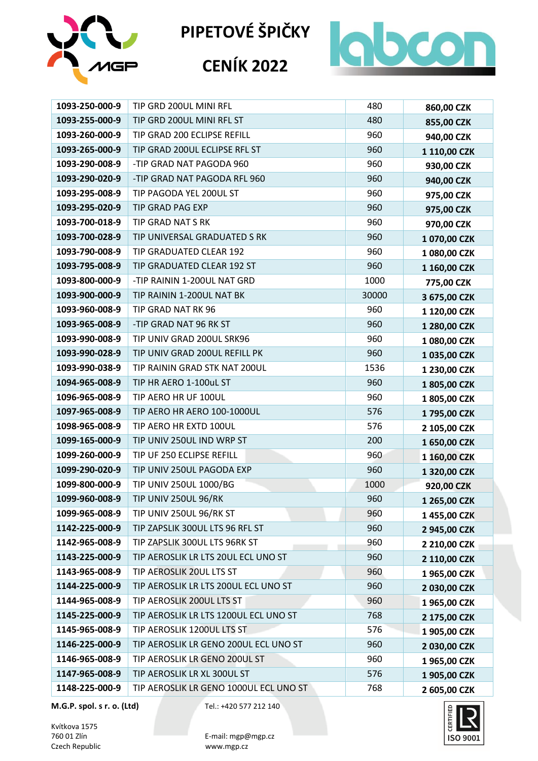# PIPETOVÉ ŠPIČKY

# CENÍK 2022

| | | | |
|---|---|---|---|
| **1093-250-000-9** | TIP GRD 200UL MINI RFL | 480 | **860,00 CZK** |
| **1093-255-000-9** | TIP GRD 200UL MINI RFL ST | 480 | **855,00 CZK** |
| **1093-260-000-9** | TIP GRAD 200 ECLIPSE REFILL | 960 | **940,00 CZK** |
| **1093-265-000-9** | TIP GRAD 200UL ECLIPSE RFL ST | 960 | **1 110,00 CZK** |
| **1093-290-008-9** | -TIP GRAD NAT PAGODA 960 | 960 | **930,00 CZK** |
| **1093-290-020-9** | -TIP GRAD NAT PAGODA RFL 960 | 960 | **940,00 CZK** |
| **1093-295-008-9** | TIP PAGODA YEL 200UL ST | 960 | **975,00 CZK** |
| **1093-295-020-9** | TIP GRAD PAG EXP | 960 | **975,00 CZK** |
| **1093-700-018-9** | TIP GRAD NAT S RK | 960 | **970,00 CZK** |
| **1093-700-028-9** | TIP UNIVERSAL GRADUATED S RK | 960 | **1 070,00 CZK** |
| **1093-790-008-9** | TIP GRADUATED CLEAR 192 | 960 | **1 080,00 CZK** |
| **1093-795-008-9** | TIP GRADUATED CLEAR 192 ST | 960 | **1 160,00 CZK** |
| **1093-800-000-9** | -TIP RAININ 1-200UL NAT GRD | 1000 | **775,00 CZK** |
| **1093-900-000-9** | TIP RAININ 1-200UL NAT BK | 30000 | **3 675,00 CZK** |
| **1093-960-008-9** | TIP GRAD NAT RK 96 | 960 | **1 120,00 CZK** |
| **1093-965-008-9** | -TIP GRAD NAT 96 RK ST | 960 | **1 280,00 CZK** |
| **1093-990-008-9** | TIP UNIV GRAD 200UL SRK96 | 960 | **1 080,00 CZK** |
| **1093-990-028-9** | TIP UNIV GRAD 200UL REFILL PK | 960 | **1 035,00 CZK** |
| **1093-990-038-9** | TIP RAININ GRAD STK NAT 200UL | 1536 | **1 230,00 CZK** |
| **1094-965-008-9** | TIP HR AERO 1-100uL ST | 960 | **1 805,00 CZK** |
| **1096-965-008-9** | TIP AERO HR UF 100UL | 960 | **1 805,00 CZK** |
| **1097-965-008-9** | TIP AERO HR AERO 100-1000UL | 576 | **1 795,00 CZK** |
| **1098-965-008-9** | TIP AERO HR EXTD 100UL | 576 | **2 105,00 CZK** |
| **1099-165-000-9** | TIP UNIV 250UL IND WRP ST | 200 | **1 650,00 CZK** |
| **1099-260-000-9** | TIP UF 250 ECLIPSE REFILL | 960 | **1 160,00 CZK** |
| **1099-290-020-9** | TIP UNIV 250UL PAGODA EXP | 960 | **1 320,00 CZK** |
| **1099-800-000-9** | TIP UNIV 250UL 1000/BG | 1000 | **920,00 CZK** |
| **1099-960-008-9** | TIP UNIV 250UL 96/RK | 960 | **1 265,00 CZK** |
| **1099-965-008-9** | TIP UNIV 250UL 96/RK ST | 960 | **1 455,00 CZK** |
| **1142-225-000-9** | TIP ZAPSLIK 300UL LTS 96 RFL ST | 960 | **2 945,00 CZK** |
| **1142-965-008-9** | TIP ZAPSLIK 300UL LTS 96RK ST | 960 | **2 210,00 CZK** |
| **1143-225-000-9** | TIP AEROSLIK LR LTS 20UL ECL UNO ST | 960 | **2 110,00 CZK** |
| **1143-965-008-9** | TIP AEROSLIK 20UL LTS ST | 960 | **1 965,00 CZK** |
| **1144-225-000-9** | TIP AEROSLIK LR LTS 200UL ECL UNO ST | 960 | **2 030,00 CZK** |
| **1144-965-008-9** | TIP AEROSLIK 200UL LTS ST | 960 | **1 965,00 CZK** |
| **1145-225-000-9** | TIP AEROSLIK LR LTS 1200UL ECL UNO ST | 768 | **2 175,00 CZK** |
| **1145-965-008-9** | TIP AEROSLIK 1200UL LTS ST | 576 | **1 905,00 CZK** |
| **1146-225-000-9** | TIP AEROSLIK LR GENO 200UL ECL UNO ST | 960 | **2 030,00 CZK** |
| **1146-965-008-9** | TIP AEROSLIK LR GENO 200UL ST | 960 | **1 965,00 CZK** |
| **1147-965-008-9** | TIP AEROSLIK LR XL 300UL ST | 576 | **1 905,00 CZK** |
| **1148-225-000-9** | TIP AEROSLIK LR GENO 1000UL ECL UNO ST | 768 | **2 605,00 CZK** |

**M.G.P. spol. s r. o. (Ltd)**

Kvítkova 1575
760 01 Zlín
Czech Republic

Tel.: +420 577 212 140

E-mail: mgp@mgp.cz
www.mgp.cz

CERTIFIED ISO 9001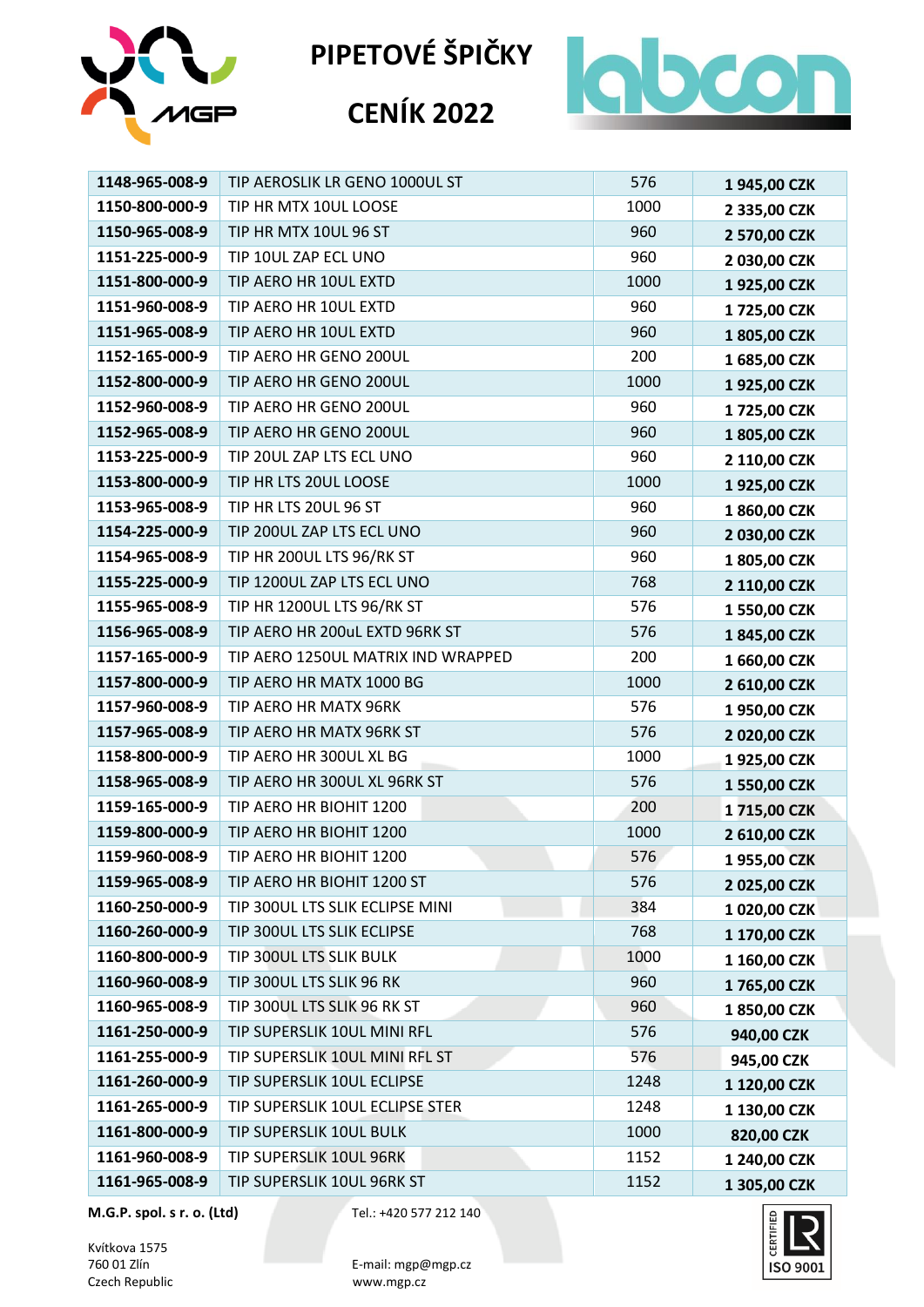# PIPETOVÉ ŠPIČKY

# CENÍK 2022

| | | | |
|---|---|---|---|
| **1148-965-008-9** | TIP AEROSLIK LR GENO 1000UL ST | 576 | **1 945,00 CZK** |
| **1150-800-000-9** | TIP HR MTX 10UL LOOSE | 1000 | **2 335,00 CZK** |
| **1150-965-008-9** | TIP HR MTX 10UL 96 ST | 960 | **2 570,00 CZK** |
| **1151-225-000-9** | TIP 10UL ZAP ECL UNO | 960 | **2 030,00 CZK** |
| **1151-800-000-9** | TIP AERO HR 10UL EXTD | 1000 | **1 925,00 CZK** |
| **1151-960-008-9** | TIP AERO HR 10UL EXTD | 960 | **1 725,00 CZK** |
| **1151-965-008-9** | TIP AERO HR 10UL EXTD | 960 | **1 805,00 CZK** |
| **1152-165-000-9** | TIP AERO HR GENO 200UL | 200 | **1 685,00 CZK** |
| **1152-800-000-9** | TIP AERO HR GENO 200UL | 1000 | **1 925,00 CZK** |
| **1152-960-008-9** | TIP AERO HR GENO 200UL | 960 | **1 725,00 CZK** |
| **1152-965-008-9** | TIP AERO HR GENO 200UL | 960 | **1 805,00 CZK** |
| **1153-225-000-9** | TIP 20UL ZAP LTS ECL UNO | 960 | **2 110,00 CZK** |
| **1153-800-000-9** | TIP HR LTS 20UL LOOSE | 1000 | **1 925,00 CZK** |
| **1153-965-008-9** | TIP HR LTS 20UL 96 ST | 960 | **1 860,00 CZK** |
| **1154-225-000-9** | TIP 200UL ZAP LTS ECL UNO | 960 | **2 030,00 CZK** |
| **1154-965-008-9** | TIP HR 200UL LTS 96/RK ST | 960 | **1 805,00 CZK** |
| **1155-225-000-9** | TIP 1200UL ZAP LTS ECL UNO | 768 | **2 110,00 CZK** |
| **1155-965-008-9** | TIP HR 1200UL LTS 96/RK ST | 576 | **1 550,00 CZK** |
| **1156-965-008-9** | TIP AERO HR 200uL EXTD 96RK ST | 576 | **1 845,00 CZK** |
| **1157-165-000-9** | TIP AERO 1250UL MATRIX IND WRAPPED | 200 | **1 660,00 CZK** |
| **1157-800-000-9** | TIP AERO HR MATX 1000 BG | 1000 | **2 610,00 CZK** |
| **1157-960-008-9** | TIP AERO HR MATX 96RK | 576 | **1 950,00 CZK** |
| **1157-965-008-9** | TIP AERO HR MATX 96RK ST | 576 | **2 020,00 CZK** |
| **1158-800-000-9** | TIP AERO HR 300UL XL BG | 1000 | **1 925,00 CZK** |
| **1158-965-008-9** | TIP AERO HR 300UL XL 96RK ST | 576 | **1 550,00 CZK** |
| **1159-165-000-9** | TIP AERO HR BIOHIT 1200 | 200 | **1 715,00 CZK** |
| **1159-800-000-9** | TIP AERO HR BIOHIT 1200 | 1000 | **2 610,00 CZK** |
| **1159-960-008-9** | TIP AERO HR BIOHIT 1200 | 576 | **1 955,00 CZK** |
| **1159-965-008-9** | TIP AERO HR BIOHIT 1200 ST | 576 | **2 025,00 CZK** |
| **1160-250-000-9** | TIP 300UL LTS SLIK ECLIPSE MINI | 384 | **1 020,00 CZK** |
| **1160-260-000-9** | TIP 300UL LTS SLIK ECLIPSE | 768 | **1 170,00 CZK** |
| **1160-800-000-9** | TIP 300UL LTS SLIK BULK | 1000 | **1 160,00 CZK** |
| **1160-960-008-9** | TIP 300UL LTS SLIK 96 RK | 960 | **1 765,00 CZK** |
| **1160-965-008-9** | TIP 300UL LTS SLIK 96 RK ST | 960 | **1 850,00 CZK** |
| **1161-250-000-9** | TIP SUPERSLIK 10UL MINI RFL | 576 | **940,00 CZK** |
| **1161-255-000-9** | TIP SUPERSLIK 10UL MINI RFL ST | 576 | **945,00 CZK** |
| **1161-260-000-9** | TIP SUPERSLIK 10UL ECLIPSE | 1248 | **1 120,00 CZK** |
| **1161-265-000-9** | TIP SUPERSLIK 10UL ECLIPSE STER | 1248 | **1 130,00 CZK** |
| **1161-800-000-9** | TIP SUPERSLIK 10UL BULK | 1000 | **820,00 CZK** |
| **1161-960-008-9** | TIP SUPERSLIK 10UL 96RK | 1152 | **1 240,00 CZK** |
| **1161-965-008-9** | TIP SUPERSLIK 10UL 96RK ST | 1152 | **1 305,00 CZK** |

**M.G.P. spol. s r. o. (Ltd)**

Kvítkova 1575
760 01 Zlín
Czech Republic

Tel.: +420 577 212 140

E-mail: mgp@mgp.cz
www.mgp.cz

CERTIFIED ISO 9001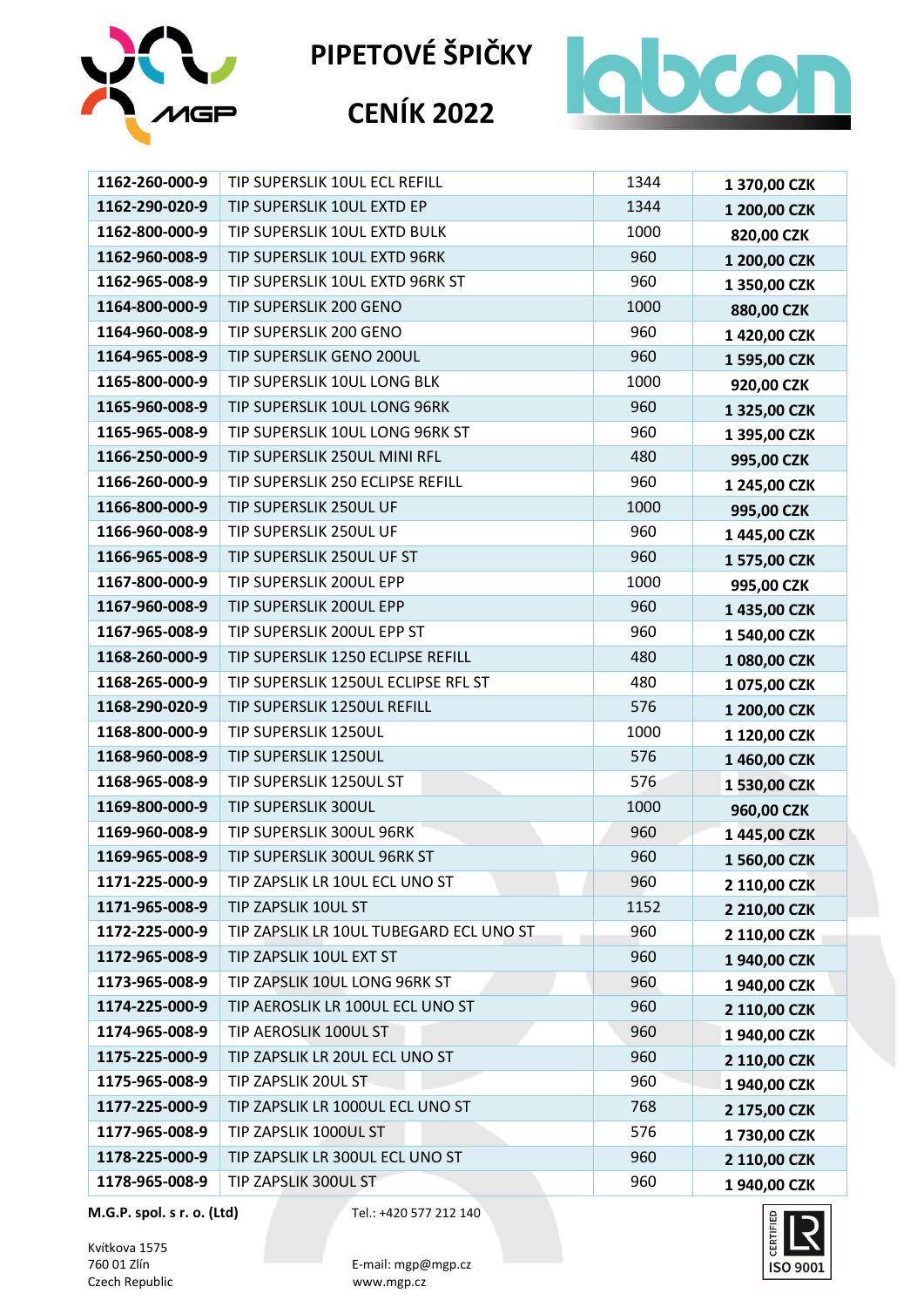# PIPETOVÉ ŠPIČKY

# CENÍK 2022

| | | | |
|---|---|---|---|
| **1162-260-000-9** | TIP SUPERSLIK 10UL ECL REFILL | 1344 | **1 370,00 CZK** |
| **1162-290-020-9** | TIP SUPERSLIK 10UL EXTD EP | 1344 | **1 200,00 CZK** |
| **1162-800-000-9** | TIP SUPERSLIK 10UL EXTD BULK | 1000 | **820,00 CZK** |
| **1162-960-008-9** | TIP SUPERSLIK 10UL EXTD 96RK | 960 | **1 200,00 CZK** |
| **1162-965-008-9** | TIP SUPERSLIK 10UL EXTD 96RK ST | 960 | **1 350,00 CZK** |
| **1164-800-000-9** | TIP SUPERSLIK 200 GENO | 1000 | **880,00 CZK** |
| **1164-960-008-9** | TIP SUPERSLIK 200 GENO | 960 | **1 420,00 CZK** |
| **1164-965-008-9** | TIP SUPERSLIK GENO 200UL | 960 | **1 595,00 CZK** |
| **1165-800-000-9** | TIP SUPERSLIK 10UL LONG BLK | 1000 | **920,00 CZK** |
| **1165-960-008-9** | TIP SUPERSLIK 10UL LONG 96RK | 960 | **1 325,00 CZK** |
| **1165-965-008-9** | TIP SUPERSLIK 10UL LONG 96RK ST | 960 | **1 395,00 CZK** |
| **1166-250-000-9** | TIP SUPERSLIK 250UL MINI RFL | 480 | **995,00 CZK** |
| **1166-260-000-9** | TIP SUPERSLIK 250 ECLIPSE REFILL | 960 | **1 245,00 CZK** |
| **1166-800-000-9** | TIP SUPERSLIK 250UL UF | 1000 | **995,00 CZK** |
| **1166-960-008-9** | TIP SUPERSLIK 250UL UF | 960 | **1 445,00 CZK** |
| **1166-965-008-9** | TIP SUPERSLIK 250UL UF ST | 960 | **1 575,00 CZK** |
| **1167-800-000-9** | TIP SUPERSLIK 200UL EPP | 1000 | **995,00 CZK** |
| **1167-960-008-9** | TIP SUPERSLIK 200UL EPP | 960 | **1 435,00 CZK** |
| **1167-965-008-9** | TIP SUPERSLIK 200UL EPP ST | 960 | **1 540,00 CZK** |
| **1168-260-000-9** | TIP SUPERSLIK 1250 ECLIPSE REFILL | 480 | **1 080,00 CZK** |
| **1168-265-000-9** | TIP SUPERSLIK 1250UL ECLIPSE RFL ST | 480 | **1 075,00 CZK** |
| **1168-290-020-9** | TIP SUPERSLIK 1250UL REFILL | 576 | **1 200,00 CZK** |
| **1168-800-000-9** | TIP SUPERSLIK 1250UL | 1000 | **1 120,00 CZK** |
| **1168-960-008-9** | TIP SUPERSLIK 1250UL | 576 | **1 460,00 CZK** |
| **1168-965-008-9** | TIP SUPERSLIK 1250UL ST | 576 | **1 530,00 CZK** |
| **1169-800-000-9** | TIP SUPERSLIK 300UL | 1000 | **960,00 CZK** |
| **1169-960-008-9** | TIP SUPERSLIK 300UL 96RK | 960 | **1 445,00 CZK** |
| **1169-965-008-9** | TIP SUPERSLIK 300UL 96RK ST | 960 | **1 560,00 CZK** |
| **1171-225-000-9** | TIP ZAPSLIK LR 10UL ECL UNO ST | 960 | **2 110,00 CZK** |
| **1171-965-008-9** | TIP ZAPSLIK 10UL ST | 1152 | **2 210,00 CZK** |
| **1172-225-000-9** | TIP ZAPSLIK LR 10UL TUBEGARD ECL UNO ST | 960 | **2 110,00 CZK** |
| **1172-965-008-9** | TIP ZAPSLIK 10UL EXT ST | 960 | **1 940,00 CZK** |
| **1173-965-008-9** | TIP ZAPSLIK 10UL LONG 96RK ST | 960 | **1 940,00 CZK** |
| **1174-225-000-9** | TIP AEROSLIK LR 100UL ECL UNO ST | 960 | **2 110,00 CZK** |
| **1174-965-008-9** | TIP AEROSLIK 100UL ST | 960 | **1 940,00 CZK** |
| **1175-225-000-9** | TIP ZAPSLIK LR 20UL ECL UNO ST | 960 | **2 110,00 CZK** |
| **1175-965-008-9** | TIP ZAPSLIK 20UL ST | 960 | **1 940,00 CZK** |
| **1177-225-000-9** | TIP ZAPSLIK LR 1000UL ECL UNO ST | 768 | **2 175,00 CZK** |
| **1177-965-008-9** | TIP ZAPSLIK 1000UL ST | 576 | **1 730,00 CZK** |
| **1178-225-000-9** | TIP ZAPSLIK LR 300UL ECL UNO ST | 960 | **2 110,00 CZK** |
| **1178-965-008-9** | TIP ZAPSLIK 300UL ST | 960 | **1 940,00 CZK** |

**M.G.P. spol. s r. o. (Ltd)**
Kvítkova 1575
760 01 Zlín
Czech Republic

Tel.: +420 577 212 140
E-mail: mgp@mgp.cz
www.mgp.cz

CERTIFIED ISO 9001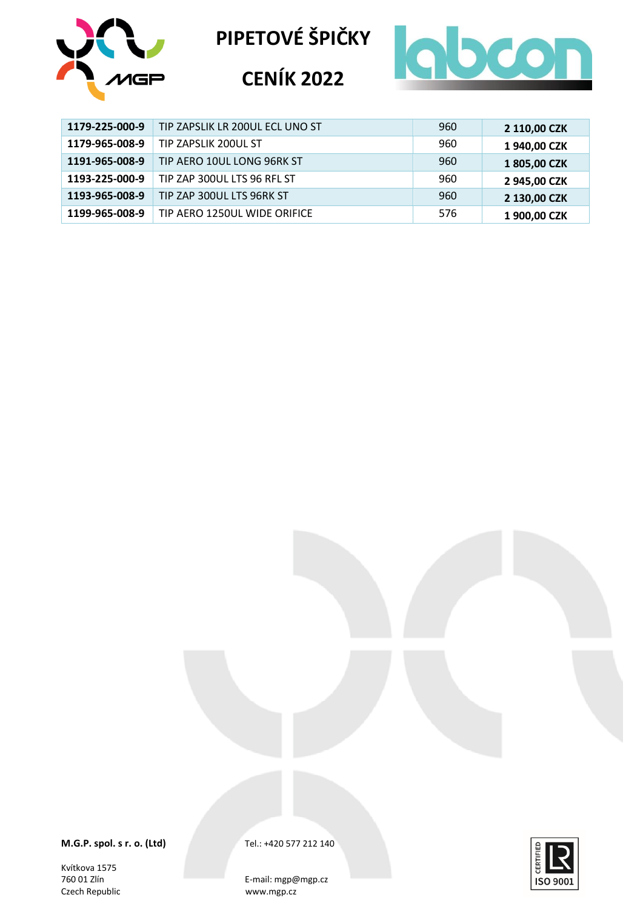# PIPETOVÉ ŠPIČKY

# CENÍK 2022

| | | | |
|---|---|---|---|
| **1179-225-000-9** | TIP ZAPSLIK LR 200UL ECL UNO ST | 960 | **2 110,00 CZK** |
| **1179-965-008-9** | TIP ZAPSLIK 200UL ST | 960 | **1 940,00 CZK** |
| **1191-965-008-9** | TIP AERO 10UL LONG 96RK ST | 960 | **1 805,00 CZK** |
| **1193-225-000-9** | TIP ZAP 300UL LTS 96 RFL ST | 960 | **2 945,00 CZK** |
| **1193-965-008-9** | TIP ZAP 300UL LTS 96RK ST | 960 | **2 130,00 CZK** |
| **1199-965-008-9** | TIP AERO 1250UL WIDE ORIFICE | 576 | **1 900,00 CZK** |

**M.G.P. spol. s r. o. (Ltd)**

Kvítkova 1575
760 01 Zlín
Czech Republic

Tel.: +420 577 212 140

E-mail: mgp@mgp.cz
www.mgp.cz

CERTIFIED ISO 9001